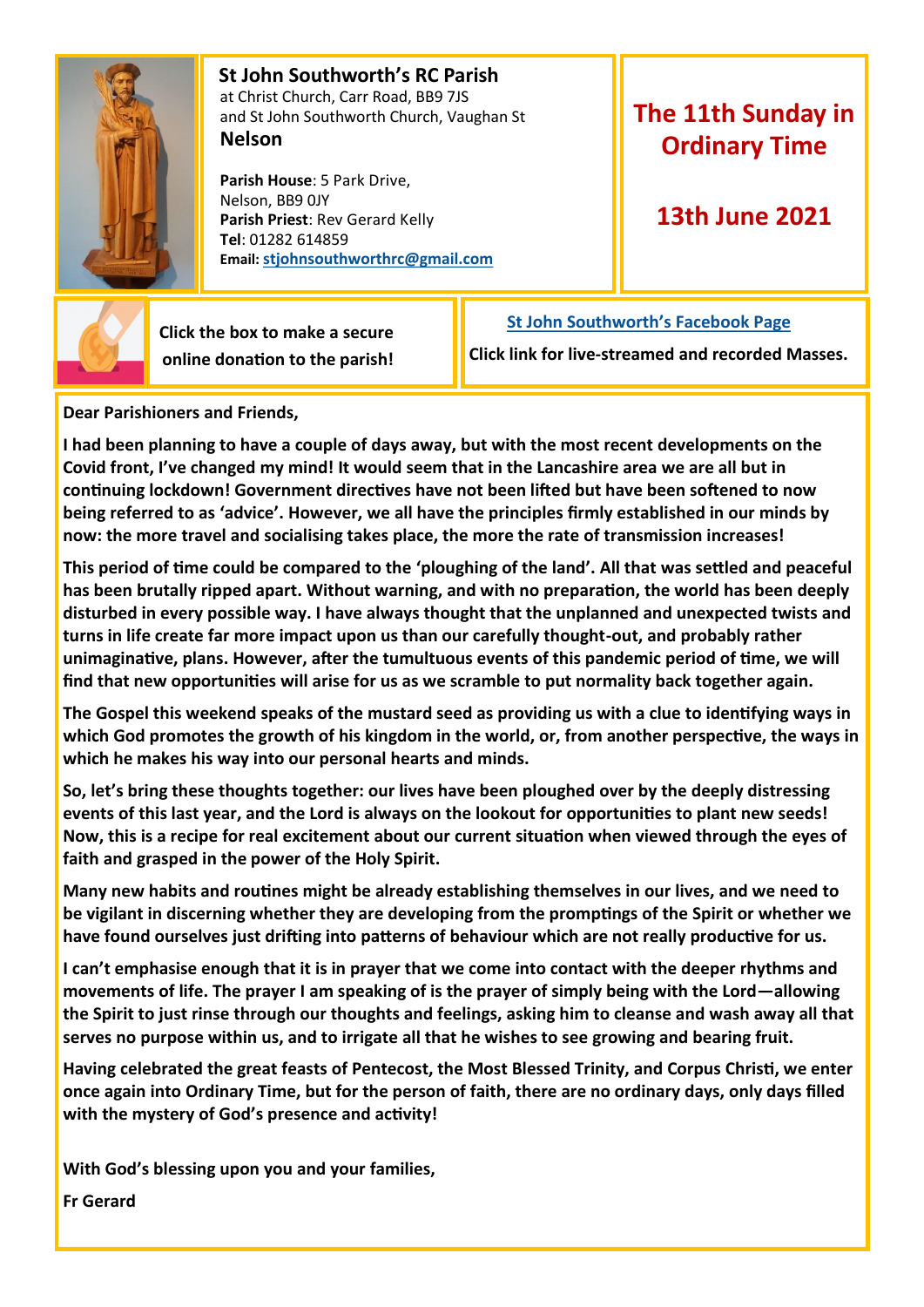**St John Southworth's RC Parish**
at Christ Church, Carr Road, BB9 7JS
and St John Southworth Church, Vaughan St
**Nelson**

**Parish House**: 5 Park Drive,
Nelson, BB9 0JY
**Parish Priest**: Rev Gerard Kelly
**Tel**: 01282 614859
**Email: stjohnsouthworthrc@gmail.com**

## The 11th Sunday in Ordinary Time

## 13th June 2021

**Click the box to make a secure online donation to the parish!**

**St John Southworth's Facebook Page**

**Click link for live-streamed and recorded Masses.**

**Dear Parishioners and Friends,**

**I had been planning to have a couple of days away, but with the most recent developments on the Covid front, I've changed my mind! It would seem that in the Lancashire area we are all but in continuing lockdown! Government directives have not been lifted but have been softened to now being referred to as 'advice'. However, we all have the principles firmly established in our minds by now: the more travel and socialising takes place, the more the rate of transmission increases!**

**This period of time could be compared to the 'ploughing of the land'. All that was settled and peaceful has been brutally ripped apart. Without warning, and with no preparation, the world has been deeply disturbed in every possible way. I have always thought that the unplanned and unexpected twists and turns in life create far more impact upon us than our carefully thought-out, and probably rather unimaginative, plans. However, after the tumultuous events of this pandemic period of time, we will find that new opportunities will arise for us as we scramble to put normality back together again.**

**The Gospel this weekend speaks of the mustard seed as providing us with a clue to identifying ways in which God promotes the growth of his kingdom in the world, or, from another perspective, the ways in which he makes his way into our personal hearts and minds.**

**So, let's bring these thoughts together: our lives have been ploughed over by the deeply distressing events of this last year, and the Lord is always on the lookout for opportunities to plant new seeds! Now, this is a recipe for real excitement about our current situation when viewed through the eyes of faith and grasped in the power of the Holy Spirit.**

**Many new habits and routines might be already establishing themselves in our lives, and we need to be vigilant in discerning whether they are developing from the promptings of the Spirit or whether we have found ourselves just drifting into patterns of behaviour which are not really productive for us.**

**I can't emphasise enough that it is in prayer that we come into contact with the deeper rhythms and movements of life. The prayer I am speaking of is the prayer of simply being with the Lord—allowing the Spirit to just rinse through our thoughts and feelings, asking him to cleanse and wash away all that serves no purpose within us, and to irrigate all that he wishes to see growing and bearing fruit.**

**Having celebrated the great feasts of Pentecost, the Most Blessed Trinity, and Corpus Christi, we enter once again into Ordinary Time, but for the person of faith, there are no ordinary days, only days filled with the mystery of God's presence and activity!**

**With God's blessing upon you and your families,**

**Fr Gerard**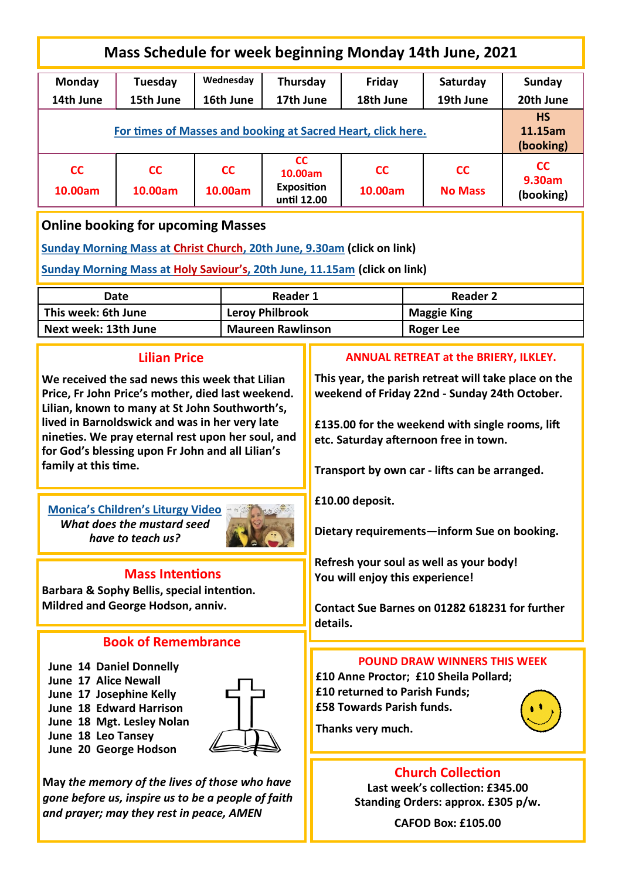## Mass Schedule for week beginning Monday 14th June, 2021

| Monday 14th June | Tuesday 15th June | Wednesday 16th June | Thursday 17th June | Friday 18th June | Saturday 19th June | Sunday 20th June |
|---|---|---|---|---|---|---|
| For times of Masses and booking at Sacred Heart, click here. | | | | | | HS 11.15am (booking) |
| CC 10.00am | CC 10.00am | CC 10.00am | CC 10.00am Exposition until 12.00 | CC 10.00am | CC No Mass | CC 9.30am (booking) |

### Online booking for upcoming Masses

Sunday Morning Mass at Christ Church, 20th June, 9.30am (click on link)

Sunday Morning Mass at Holy Saviour's, 20th June, 11.15am (click on link)

| Date | Reader 1 | Reader 2 |
|---|---|---|
| This week: 6th June | Leroy Philbrook | Maggie King |
| Next week: 13th June | Maureen Rawlinson | Roger Lee |

### Lilian Price

We received the sad news this week that Lilian Price, Fr John Price's mother, died last weekend. Lilian, known to many at St John Southworth's, lived in Barnoldswick and was in her very late nineties. We pray eternal rest upon her soul, and for God's blessing upon Fr John and all Lilian's family at this time.

### Monica's Children's Liturgy Video

*What does the mustard seed have to teach us?*

### Mass Intentions

Barbara & Sophy Bellis, special intention.
Mildred and George Hodson, anniv.

### Book of Remembrance

June 14 Daniel Donnelly
June 17 Alice Newall
June 17 Josephine Kelly
June 18 Edward Harrison
June 18 Mgt. Lesley Nolan
June 18 Leo Tansey
June 20 George Hodson

May *the memory of the lives of those who have gone before us, inspire us to be a people of faith and prayer; may they rest in peace, AMEN*

### ANNUAL RETREAT at the BRIERY, ILKLEY.

This year, the parish retreat will take place on the weekend of Friday 22nd - Sunday 24th October.

£135.00 for the weekend with single rooms, lift etc. Saturday afternoon free in town.

Transport by own car - lifts can be arranged.

£10.00 deposit.

Dietary requirements—inform Sue on booking.

Refresh your soul as well as your body!
You will enjoy this experience!

Contact Sue Barnes on 01282 618231 for further details.

### POUND DRAW WINNERS THIS WEEK

£10 Anne Proctor; £10 Sheila Pollard;
£10 returned to Parish Funds;
£58 Towards Parish funds.

Thanks very much.

### Church Collection

Last week's collection: £345.00
Standing Orders: approx. £305 p/w.

CAFOD Box: £105.00